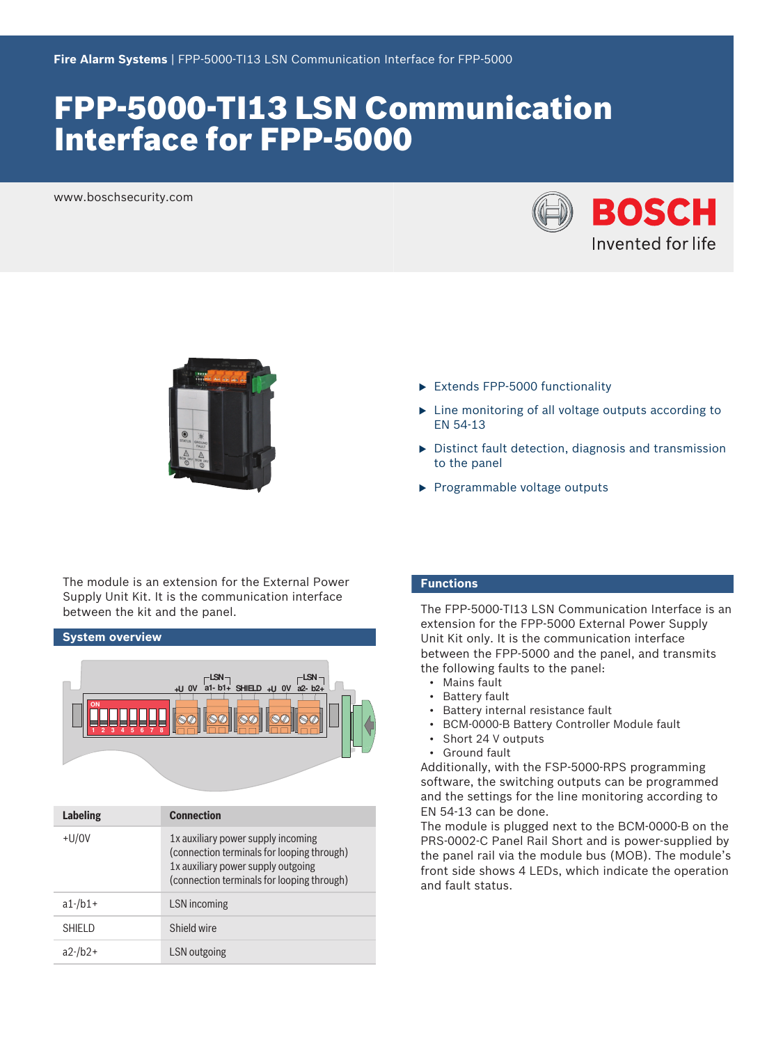Fire Alarm Systems | FPP-5000-TI13 LSN Communication Interface for FPP-5000

# FPP-5000-TI13 LSN Communication Interface for FPP-5000

www.boschsecurity.com

- Extends FPP-5000 functionality
- Line monitoring of all voltage outputs according to EN 54-13
- Distinct fault detection, diagnosis and transmission to the panel
- Programmable voltage outputs

The module is an extension for the External Power Supply Unit Kit. It is the communication interface between the kit and the panel.

## System overview

| Labeling | Connection |
| --- | --- |
| +U/0V | 1x auxiliary power supply incoming (connection terminals for looping through) 1x auxiliary power supply outgoing (connection terminals for looping through) |
| a1-/b1+ | LSN incoming |
| SHIELD | Shield wire |
| a2-/b2+ | LSN outgoing |

## Functions

The FPP-5000-TI13 LSN Communication Interface is an extension for the FPP-5000 External Power Supply Unit Kit only. It is the communication interface between the FPP-5000 and the panel, and transmits the following faults to the panel:

- Mains fault
- Battery fault
- Battery internal resistance fault
- BCM-0000-B Battery Controller Module fault
- Short 24 V outputs
- Ground fault

Additionally, with the FSP-5000-RPS programming software, the switching outputs can be programmed and the settings for the line monitoring according to EN 54-13 can be done.

The module is plugged next to the BCM-0000-B on the PRS-0002-C Panel Rail Short and is power-supplied by the panel rail via the module bus (MOB). The module's front side shows 4 LEDs, which indicate the operation and fault status.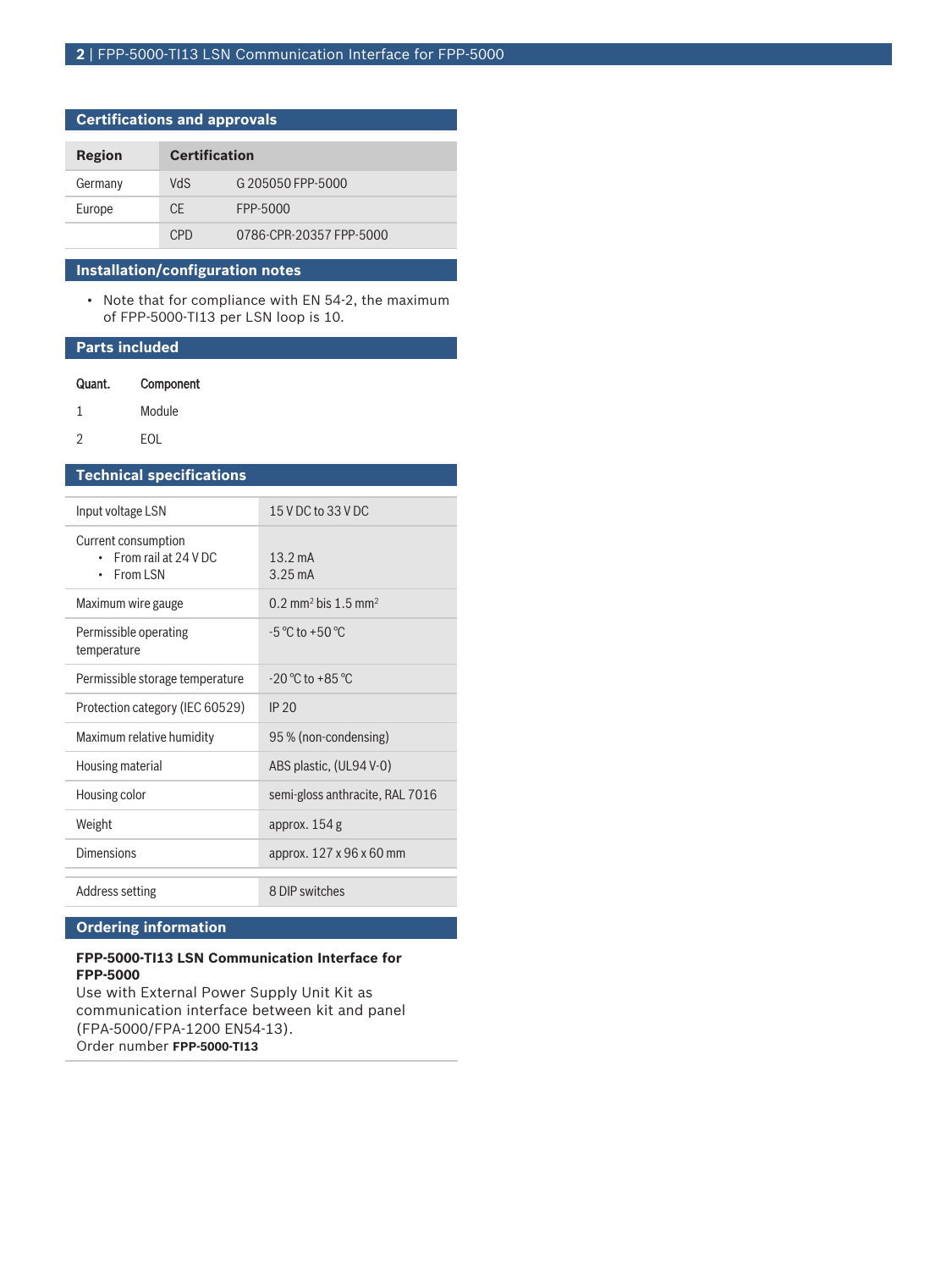## Certifications and approvals

| Region | Certification | |
|---|---|---|
| Germany | VdS | G 205050 FPP-5000 |
| Europe | CE | FPP-5000 |
| | CPD | 0786-CPR-20357 FPP-5000 |

## Installation/configuration notes

- Note that for compliance with EN 54-2, the maximum of FPP-5000-TI13 per LSN loop is 10.

## Parts included

| Quant. | Component |
|---|---|
| 1 | Module |
| 2 | EOL |

## Technical specifications

| | |
|---|---|
| Input voltage LSN | 15 V DC to 33 V DC |
| Current consumption<br>• From rail at 24 V DC<br>• From LSN | <br>13.2 mA<br>3.25 mA |
| Maximum wire gauge | 0.2 $mm^2$ bis 1.5 $mm^2$ |
| Permissible operating temperature | -5 °C to +50 °C |
| Permissible storage temperature | -20 °C to +85 °C |
| Protection category (IEC 60529) | IP 20 |
| Maximum relative humidity | 95 % (non-condensing) |
| Housing material | ABS plastic, (UL94 V-0) |
| Housing color | semi-gloss anthracite, RAL 7016 |
| Weight | approx. 154 g |
| Dimensions | approx. 127 x 96 x 60 mm |

| | |
|---|---|
| Address setting | 8 DIP switches |

## Ordering information

**FPP-5000-TI13 LSN Communication Interface for FPP-5000**
Use with External Power Supply Unit Kit as communication interface between kit and panel (FPA-5000/FPA-1200 EN54-13).
Order number **FPP-5000-TI13**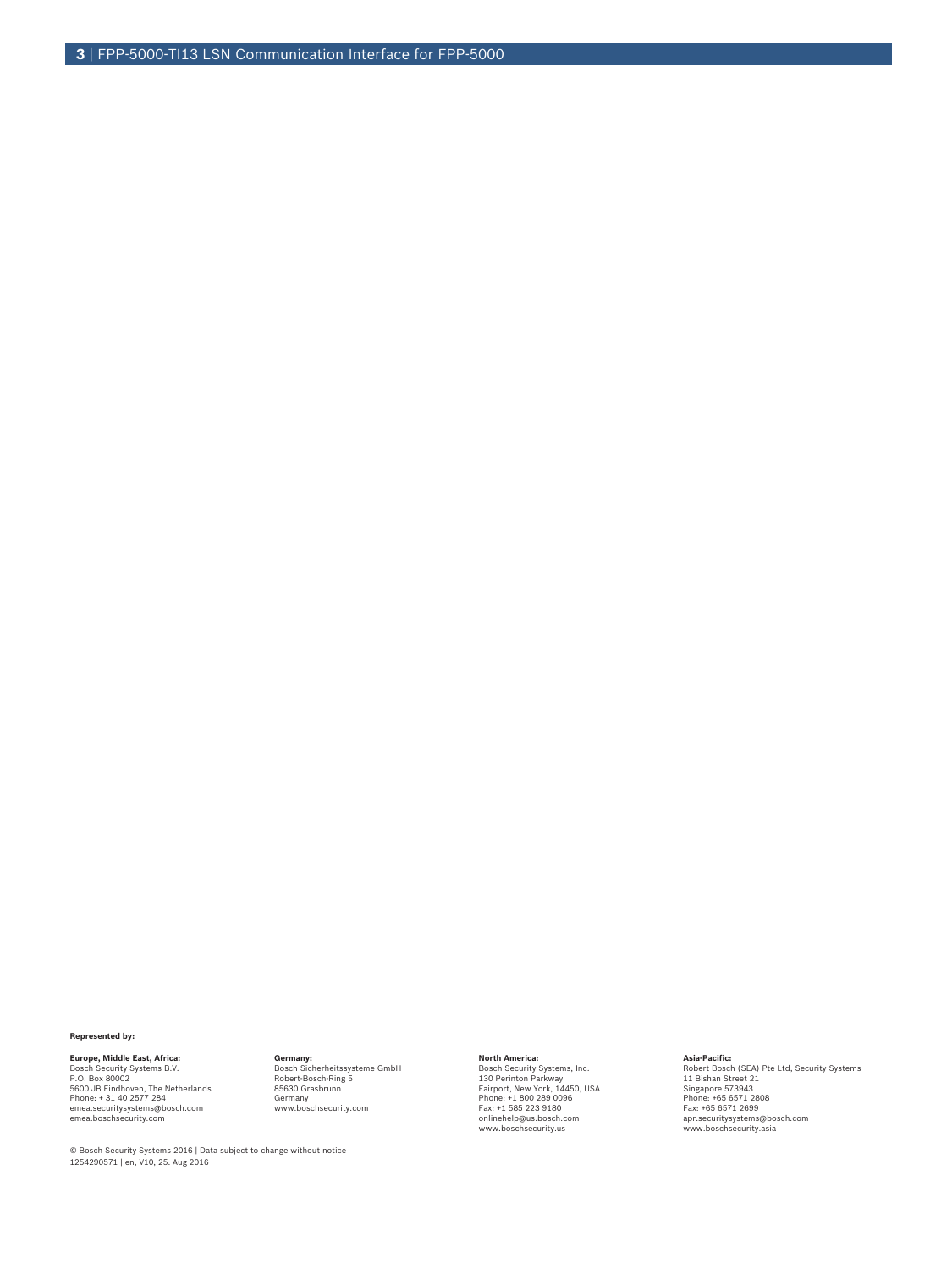**Represented by:**

**Europe, Middle East, Africa:**
Bosch Security Systems B.V.
P.O. Box 80002
5600 JB Eindhoven, The Netherlands
Phone: + 31 40 2577 284
emea.securitysystems@bosch.com
emea.boschsecurity.com

**Germany:**
Bosch Sicherheitssysteme GmbH
Robert-Bosch-Ring 5
85630 Grasbrunn
Germany
www.boschsecurity.com

**North America:**
Bosch Security Systems, Inc.
130 Perinton Parkway
Fairport, New York, 14450, USA
Phone: +1 800 289 0096
Fax: +1 585 223 9180
onlinehelp@us.bosch.com
www.boschsecurity.us

**Asia-Pacific:**
Robert Bosch (SEA) Pte Ltd, Security Systems
11 Bishan Street 21
Singapore 573943
Phone: +65 6571 2808
Fax: +65 6571 2699
apr.securitysystems@bosch.com
www.boschsecurity.asia

© Bosch Security Systems 2016 | Data subject to change without notice
1254290571 | en, V10, 25. Aug 2016